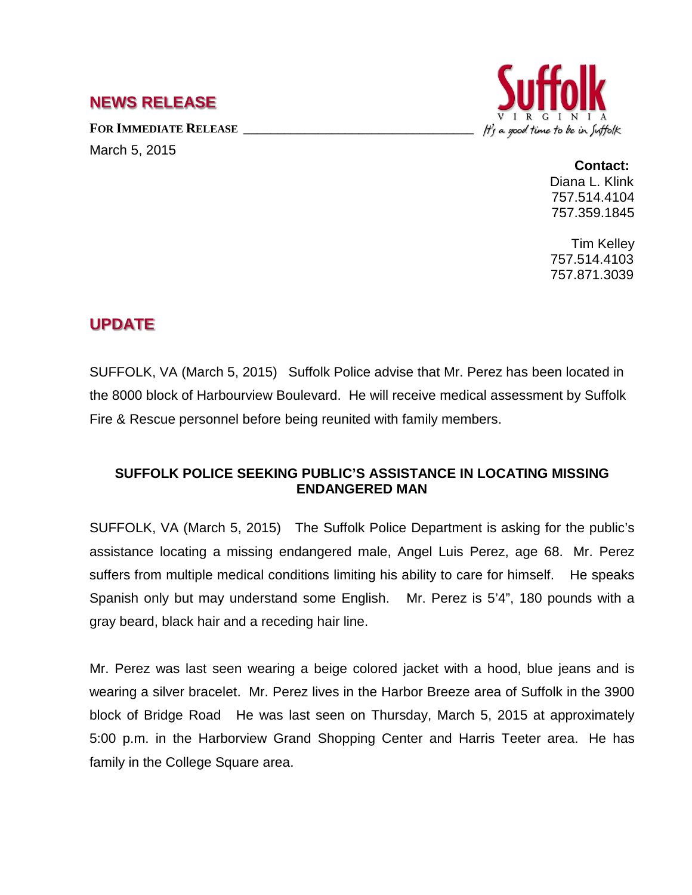## NEWS RELEASE

**FOR IMMEDIATE RELEASE**

March 5, 2015

Suffolk VIRGINIA *It's a good time to be in Suffolk*

**Contact:**
Diana L. Klink
757.514.4104
757.359.1845

Tim Kelley
757.514.4103
757.871.3039

## UPDATE

SUFFOLK, VA (March 5, 2015) Suffolk Police advise that Mr. Perez has been located in the 8000 block of Harbourview Boulevard. He will receive medical assessment by Suffolk Fire & Rescue personnel before being reunited with family members.

### SUFFOLK POLICE SEEKING PUBLIC'S ASSISTANCE IN LOCATING MISSING ENDANGERED MAN

SUFFOLK, VA (March 5, 2015) The Suffolk Police Department is asking for the public's assistance locating a missing endangered male, Angel Luis Perez, age 68. Mr. Perez suffers from multiple medical conditions limiting his ability to care for himself. He speaks Spanish only but may understand some English. Mr. Perez is 5'4", 180 pounds with a gray beard, black hair and a receding hair line.

Mr. Perez was last seen wearing a beige colored jacket with a hood, blue jeans and is wearing a silver bracelet. Mr. Perez lives in the Harbor Breeze area of Suffolk in the 3900 block of Bridge Road He was last seen on Thursday, March 5, 2015 at approximately 5:00 p.m. in the Harborview Grand Shopping Center and Harris Teeter area. He has family in the College Square area.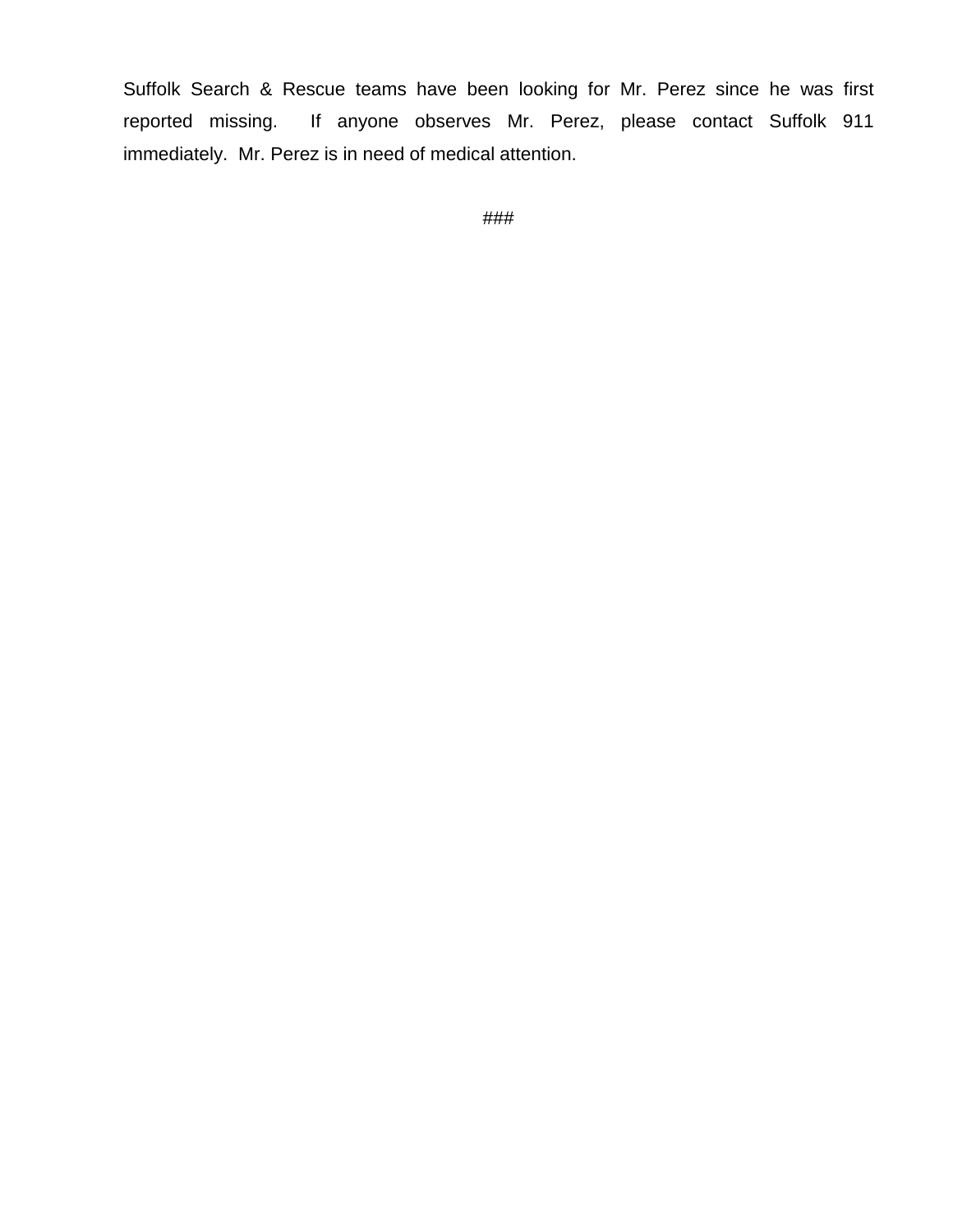Suffolk Search & Rescue teams have been looking for Mr. Perez since he was first reported missing. If anyone observes Mr. Perez, please contact Suffolk 911 immediately. Mr. Perez is in need of medical attention.

###